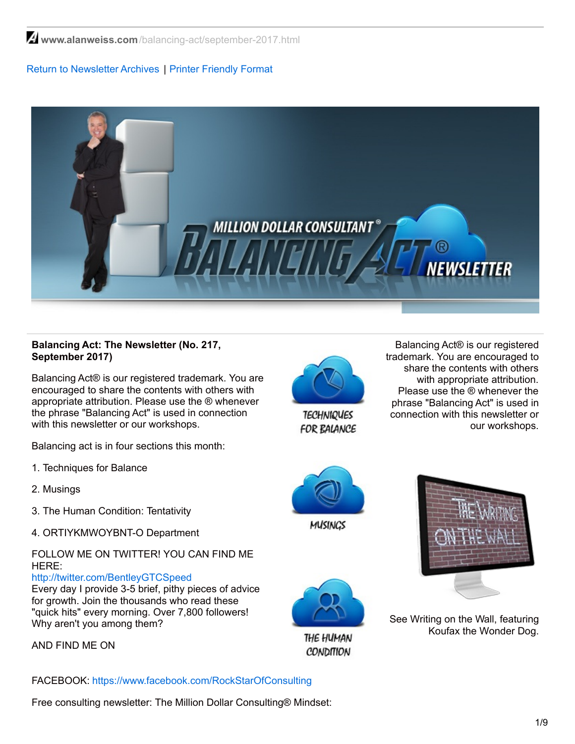Return to Newsletter Archives | Printer Friendly Format

**Balancing Act: The Newsletter (No. 217, September 2017)**

Balancing Act® is our registered trademark. You are encouraged to share the contents with others with appropriate attribution. Please use the ® whenever the phrase "Balancing Act" is used in connection with this newsletter or our workshops.

Balancing act is in four sections this month:

1. Techniques for Balance

2. Musings

3. The Human Condition: Tentativity

4. ORTIYKMWOYBNT-O Department

FOLLOW ME ON TWITTER! YOU CAN FIND ME HERE:
http://twitter.com/BentleyGTCSpeed
Every day I provide 3-5 brief, pithy pieces of advice for growth. Join the thousands who read these "quick hits" every morning. Over 7,800 followers! Why aren't you among them?

AND FIND ME ON

FACEBOOK: https://www.facebook.com/RockStarOfConsulting

Free consulting newsletter: The Million Dollar Consulting® Mindset:

Balancing Act® is our registered trademark. You are encouraged to share the contents with others with appropriate attribution. Please use the ® whenever the phrase "Balancing Act" is used in connection with this newsletter or our workshops.

See Writing on the Wall, featuring Koufax the Wonder Dog.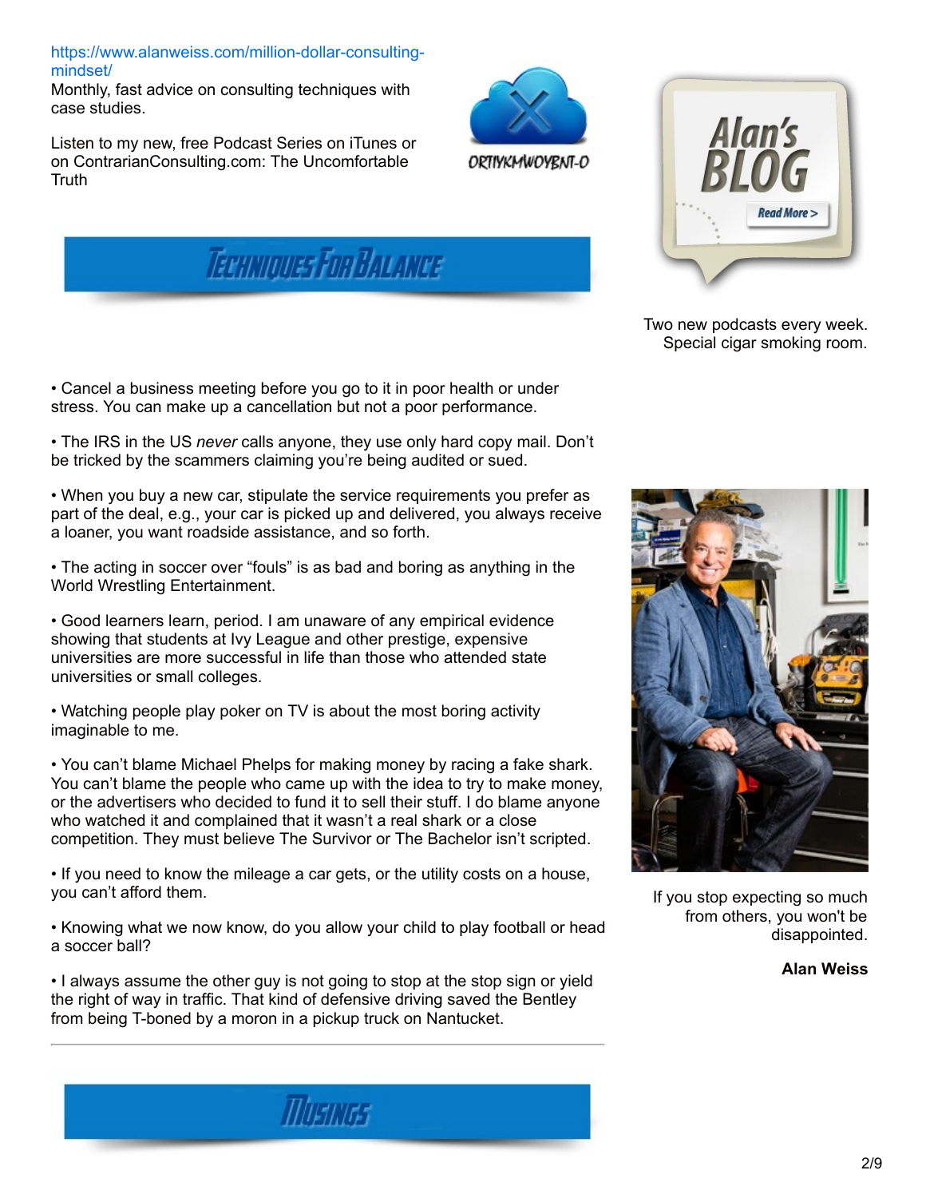https://www.alanweiss.com/million-dollar-consulting-mindset/
Monthly, fast advice on consulting techniques with case studies.

Listen to my new, free Podcast Series on iTunes or on ContrarianConsulting.com: The Uncomfortable Truth

ORTIYKMWOYBNT-O

Alan's BLOG

Read More >

Two new podcasts every week.
Special cigar smoking room.

## Techniques For Balance

- Cancel a business meeting before you go to it in poor health or under stress. You can make up a cancellation but not a poor performance.

- The IRS in the US *never* calls anyone, they use only hard copy mail. Don't be tricked by the scammers claiming you're being audited or sued.

- When you buy a new car, stipulate the service requirements you prefer as part of the deal, e.g., your car is picked up and delivered, you always receive a loaner, you want roadside assistance, and so forth.

- The acting in soccer over "fouls" is as bad and boring as anything in the World Wrestling Entertainment.

- Good learners learn, period. I am unaware of any empirical evidence showing that students at Ivy League and other prestige, expensive universities are more successful in life than those who attended state universities or small colleges.

- Watching people play poker on TV is about the most boring activity imaginable to me.

- You can't blame Michael Phelps for making money by racing a fake shark. You can't blame the people who came up with the idea to try to make money, or the advertisers who decided to fund it to sell their stuff. I do blame anyone who watched it and complained that it wasn't a real shark or a close competition. They must believe The Survivor or The Bachelor isn't scripted.

- If you need to know the mileage a car gets, or the utility costs on a house, you can't afford them.

- Knowing what we now know, do you allow your child to play football or head a soccer ball?

- I always assume the other guy is not going to stop at the stop sign or yield the right of way in traffic. That kind of defensive driving saved the Bentley from being T-boned by a moron in a pickup truck on Nantucket.

If you stop expecting so much from others, you won't be disappointed.

**Alan Weiss**

---

## Musings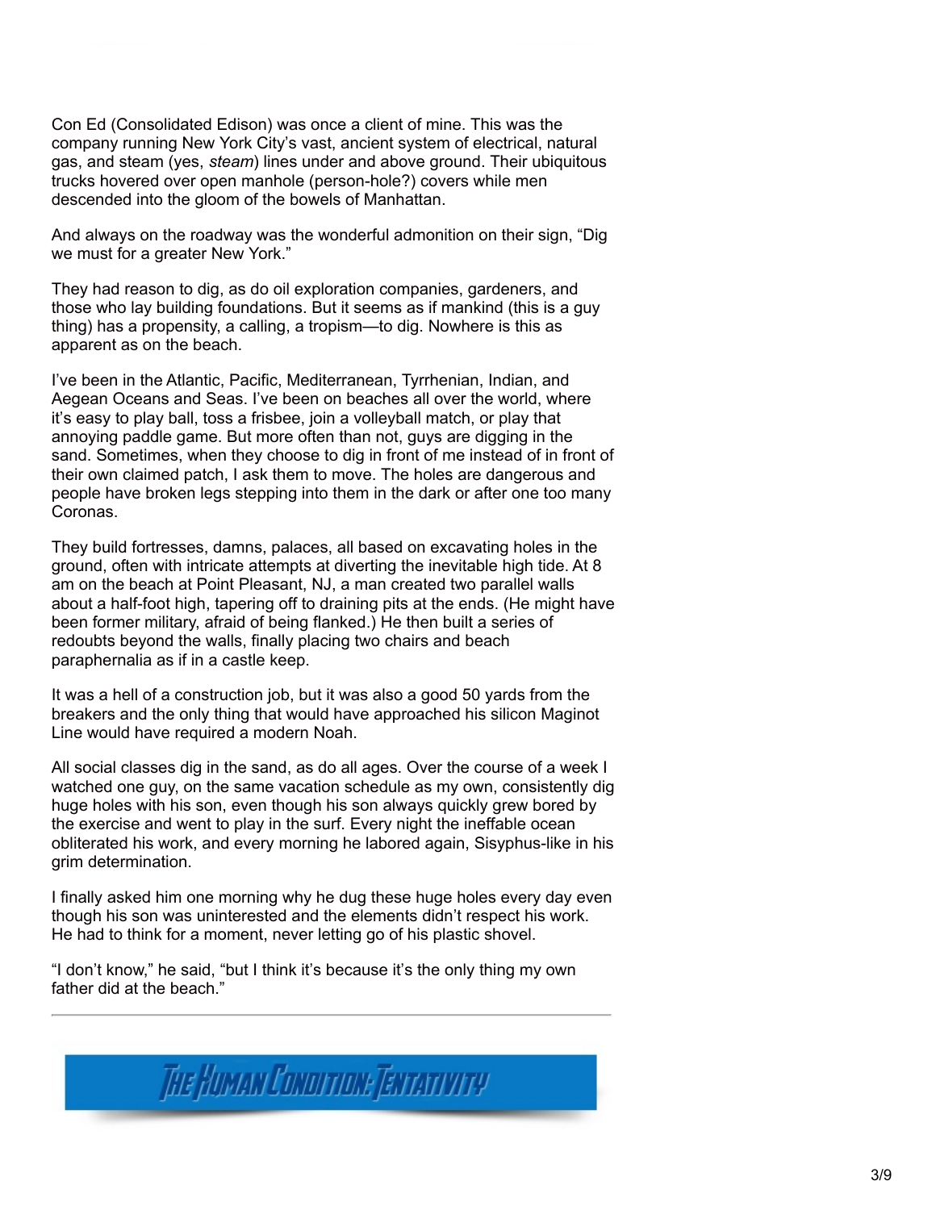Con Ed (Consolidated Edison) was once a client of mine. This was the company running New York City's vast, ancient system of electrical, natural gas, and steam (yes, *steam*) lines under and above ground. Their ubiquitous trucks hovered over open manhole (person-hole?) covers while men descended into the gloom of the bowels of Manhattan.

And always on the roadway was the wonderful admonition on their sign, "Dig we must for a greater New York."

They had reason to dig, as do oil exploration companies, gardeners, and those who lay building foundations. But it seems as if mankind (this is a guy thing) has a propensity, a calling, a tropism—to dig. Nowhere is this as apparent as on the beach.

I've been in the Atlantic, Pacific, Mediterranean, Tyrrhenian, Indian, and Aegean Oceans and Seas. I've been on beaches all over the world, where it's easy to play ball, toss a frisbee, join a volleyball match, or play that annoying paddle game. But more often than not, guys are digging in the sand. Sometimes, when they choose to dig in front of me instead of in front of their own claimed patch, I ask them to move. The holes are dangerous and people have broken legs stepping into them in the dark or after one too many Coronas.

They build fortresses, damns, palaces, all based on excavating holes in the ground, often with intricate attempts at diverting the inevitable high tide. At 8 am on the beach at Point Pleasant, NJ, a man created two parallel walls about a half-foot high, tapering off to draining pits at the ends. (He might have been former military, afraid of being flanked.) He then built a series of redoubts beyond the walls, finally placing two chairs and beach paraphernalia as if in a castle keep.

It was a hell of a construction job, but it was also a good 50 yards from the breakers and the only thing that would have approached his silicon Maginot Line would have required a modern Noah.

All social classes dig in the sand, as do all ages. Over the course of a week I watched one guy, on the same vacation schedule as my own, consistently dig huge holes with his son, even though his son always quickly grew bored by the exercise and went to play in the surf. Every night the ineffable ocean obliterated his work, and every morning he labored again, Sisyphus-like in his grim determination.

I finally asked him one morning why he dug these huge holes every day even though his son was uninterested and the elements didn't respect his work. He had to think for a moment, never letting go of his plastic shovel.

"I don't know," he said, "but I think it's because it's the only thing my own father did at the beach."

---

## The Human Condition: Tentativity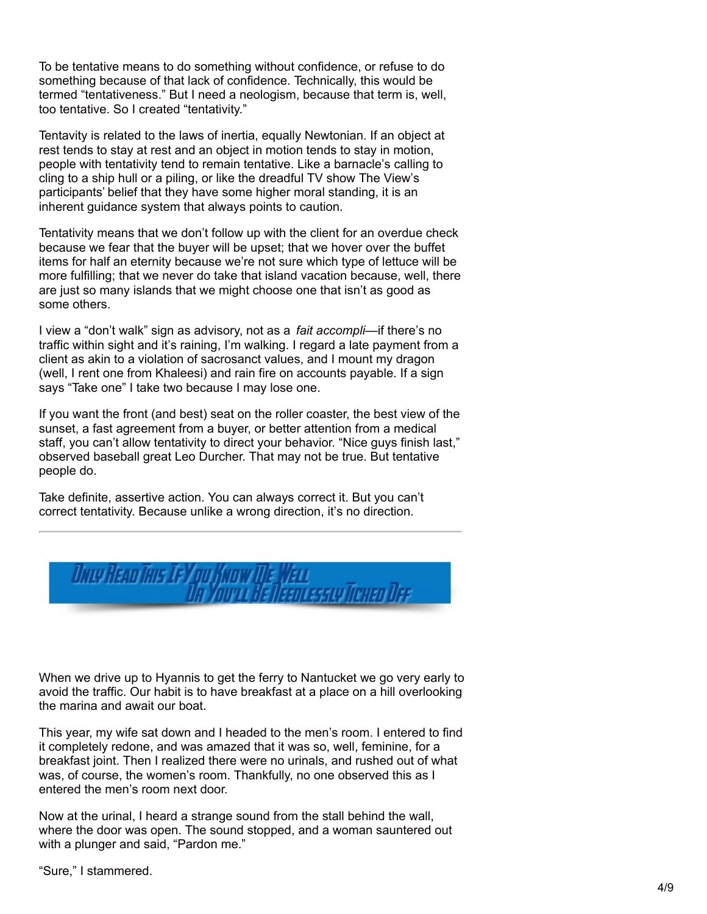To be tentative means to do something without confidence, or refuse to do something because of that lack of confidence. Technically, this would be termed "tentativeness." But I need a neologism, because that term is, well, too tentative. So I created "tentativity."

Tentavity is related to the laws of inertia, equally Newtonian. If an object at rest tends to stay at rest and an object in motion tends to stay in motion, people with tentativity tend to remain tentative. Like a barnacle's calling to cling to a ship hull or a piling, or like the dreadful TV show The View's participants' belief that they have some higher moral standing, it is an inherent guidance system that always points to caution.

Tentativity means that we don't follow up with the client for an overdue check because we fear that the buyer will be upset; that we hover over the buffet items for half an eternity because we're not sure which type of lettuce will be more fulfilling; that we never do take that island vacation because, well, there are just so many islands that we might choose one that isn't as good as some others.

I view a "don't walk" sign as advisory, not as a *fait accompli*—if there's no traffic within sight and it's raining, I'm walking. I regard a late payment from a client as akin to a violation of sacrosanct values, and I mount my dragon (well, I rent one from Khaleesi) and rain fire on accounts payable. If a sign says "Take one" I take two because I may lose one.

If you want the front (and best) seat on the roller coaster, the best view of the sunset, a fast agreement from a buyer, or better attention from a medical staff, you can't allow tentativity to direct your behavior. "Nice guys finish last," observed baseball great Leo Durcher. That may not be true. But tentative people do.

Take definite, assertive action. You can always correct it. But you can't correct tentativity. Because unlike a wrong direction, it's no direction.

---

## Only Read This If You Know Me Well Or You'll Be Needlessly Ticked Off

When we drive up to Hyannis to get the ferry to Nantucket we go very early to avoid the traffic. Our habit is to have breakfast at a place on a hill overlooking the marina and await our boat.

This year, my wife sat down and I headed to the men's room. I entered to find it completely redone, and was amazed that it was so, well, feminine, for a breakfast joint. Then I realized there were no urinals, and rushed out of what was, of course, the women's room. Thankfully, no one observed this as I entered the men's room next door.

Now at the urinal, I heard a strange sound from the stall behind the wall, where the door was open. The sound stopped, and a woman sauntered out with a plunger and said, "Pardon me."

"Sure," I stammered.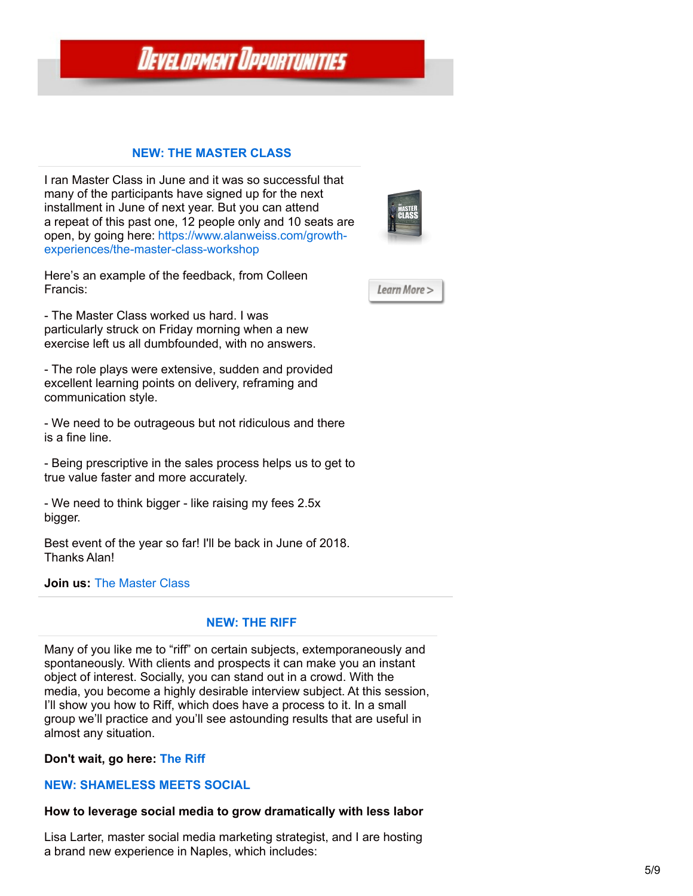# Development Opportunities

## NEW: THE MASTER CLASS

I ran Master Class in June and it was so successful that many of the participants have signed up for the next installment in June of next year. But you can attend a repeat of this past one, 12 people only and 10 seats are open, by going here: https://www.alanweiss.com/growth-experiences/the-master-class-workshop

Learn More >

Here's an example of the feedback, from Colleen Francis:

- The Master Class worked us hard. I was particularly struck on Friday morning when a new exercise left us all dumbfounded, with no answers.

- The role plays were extensive, sudden and provided excellent learning points on delivery, reframing and communication style.

- We need to be outrageous but not ridiculous and there is a fine line.

- Being prescriptive in the sales process helps us to get to true value faster and more accurately.

- We need to think bigger - like raising my fees 2.5x bigger.

Best event of the year so far! I'll be back in June of 2018. Thanks Alan!

**Join us:** The Master Class

## NEW: THE RIFF

Many of you like me to "riff" on certain subjects, extemporaneously and spontaneously. With clients and prospects it can make you an instant object of interest. Socially, you can stand out in a crowd. With the media, you become a highly desirable interview subject. At this session, I'll show you how to Riff, which does have a process to it. In a small group we'll practice and you'll see astounding results that are useful in almost any situation.

**Don't wait, go here: The Riff**

## NEW: SHAMELESS MEETS SOCIAL

**How to leverage social media to grow dramatically with less labor**

Lisa Larter, master social media marketing strategist, and I are hosting a brand new experience in Naples, which includes: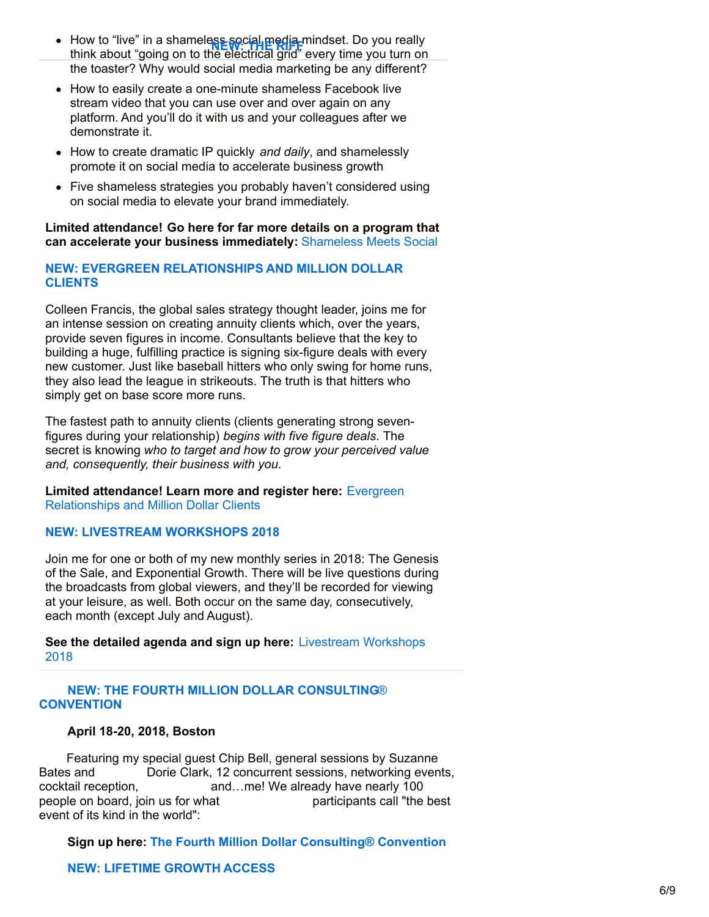- How to “live” in a shameless social media mindset. Do you really think about “going on to the electrical grid” every time you turn on the toaster? Why would social media marketing be any different?
- How to easily create a one-minute shameless Facebook live stream video that you can use over and over again on any platform. And you’ll do it with us and your colleagues after we demonstrate it.
- How to create dramatic IP quickly *and daily*, and shamelessly promote it on social media to accelerate business growth
- Five shameless strategies you probably haven’t considered using on social media to elevate your brand immediately.

**Limited attendance! Go here for far more details on a program that can accelerate your business immediately:** Shameless Meets Social

### NEW: EVERGREEN RELATIONSHIPS AND MILLION DOLLAR CLIENTS

Colleen Francis, the global sales strategy thought leader, joins me for an intense session on creating annuity clients which, over the years, provide seven figures in income. Consultants believe that the key to building a huge, fulfilling practice is signing six-figure deals with every new customer. Just like baseball hitters who only swing for home runs, they also lead the league in strikeouts. The truth is that hitters who simply get on base score more runs.

The fastest path to annuity clients (clients generating strong seven-figures during your relationship) *begins with five figure deals*. The secret is knowing *who to target and how to grow your perceived value and, consequently, their business with you.*

**Limited attendance! Learn more and register here:** Evergreen Relationships and Million Dollar Clients

### NEW: LIVESTREAM WORKSHOPS 2018

Join me for one or both of my new monthly series in 2018: The Genesis of the Sale, and Exponential Growth. There will be live questions during the broadcasts from global viewers, and they’ll be recorded for viewing at your leisure, as well. Both occur on the same day, consecutively, each month (except July and August).

**See the detailed agenda and sign up here:** Livestream Workshops 2018

---

### NEW: THE FOURTH MILLION DOLLAR CONSULTING® CONVENTION

**April 18-20, 2018, Boston**

Featuring my special guest Chip Bell, general sessions by Suzanne Bates and Dorie Clark, 12 concurrent sessions, networking events, cocktail reception, and…me! We already have nearly 100 people on board, join us for what participants call "the best event of its kind in the world":

**Sign up here: The Fourth Million Dollar Consulting® Convention**

### NEW: LIFETIME GROWTH ACCESS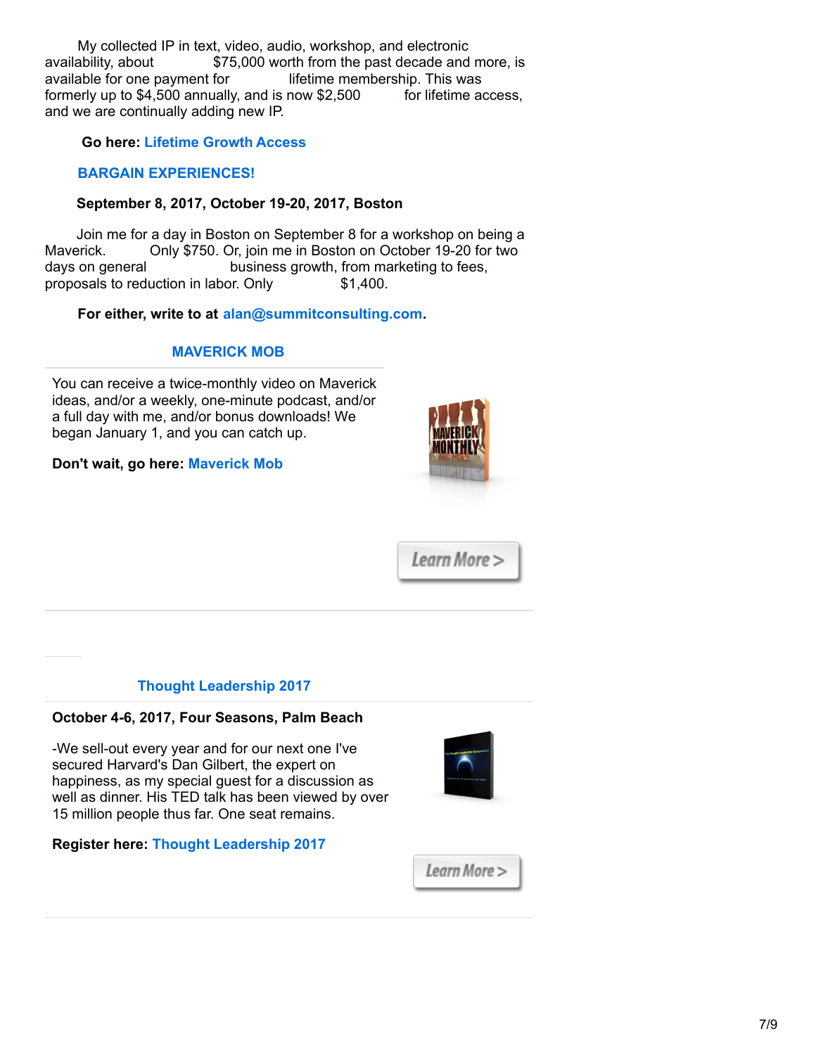My collected IP in text, video, audio, workshop, and electronic availability, about $75,000 worth from the past decade and more, is available for one payment for lifetime membership. This was formerly up to $4,500 annually, and is now $2,500 for lifetime access, and we are continually adding new IP.

**Go here: Lifetime Growth Access**

**BARGAIN EXPERIENCES!**

**September 8, 2017, October 19-20, 2017, Boston**

Join me for a day in Boston on September 8 for a workshop on being a Maverick. Only $750. Or, join me in Boston on October 19-20 for two days on general business growth, from marketing to fees, proposals to reduction in labor. Only $1,400.

**For either, write to at alan@summitconsulting.com.**

**MAVERICK MOB**

You can receive a twice-monthly video on Maverick ideas, and/or a weekly, one-minute podcast, and/or a full day with me, and/or bonus downloads! We began January 1, and you can catch up.

**Don't wait, go here: Maverick Mob**

Learn More >

**Thought Leadership 2017**

**October 4-6, 2017, Four Seasons, Palm Beach**

-We sell-out every year and for our next one I've secured Harvard's Dan Gilbert, the expert on happiness, as my special guest for a discussion as well as dinner. His TED talk has been viewed by over 15 million people thus far. One seat remains.

**Register here: Thought Leadership 2017**

Learn More >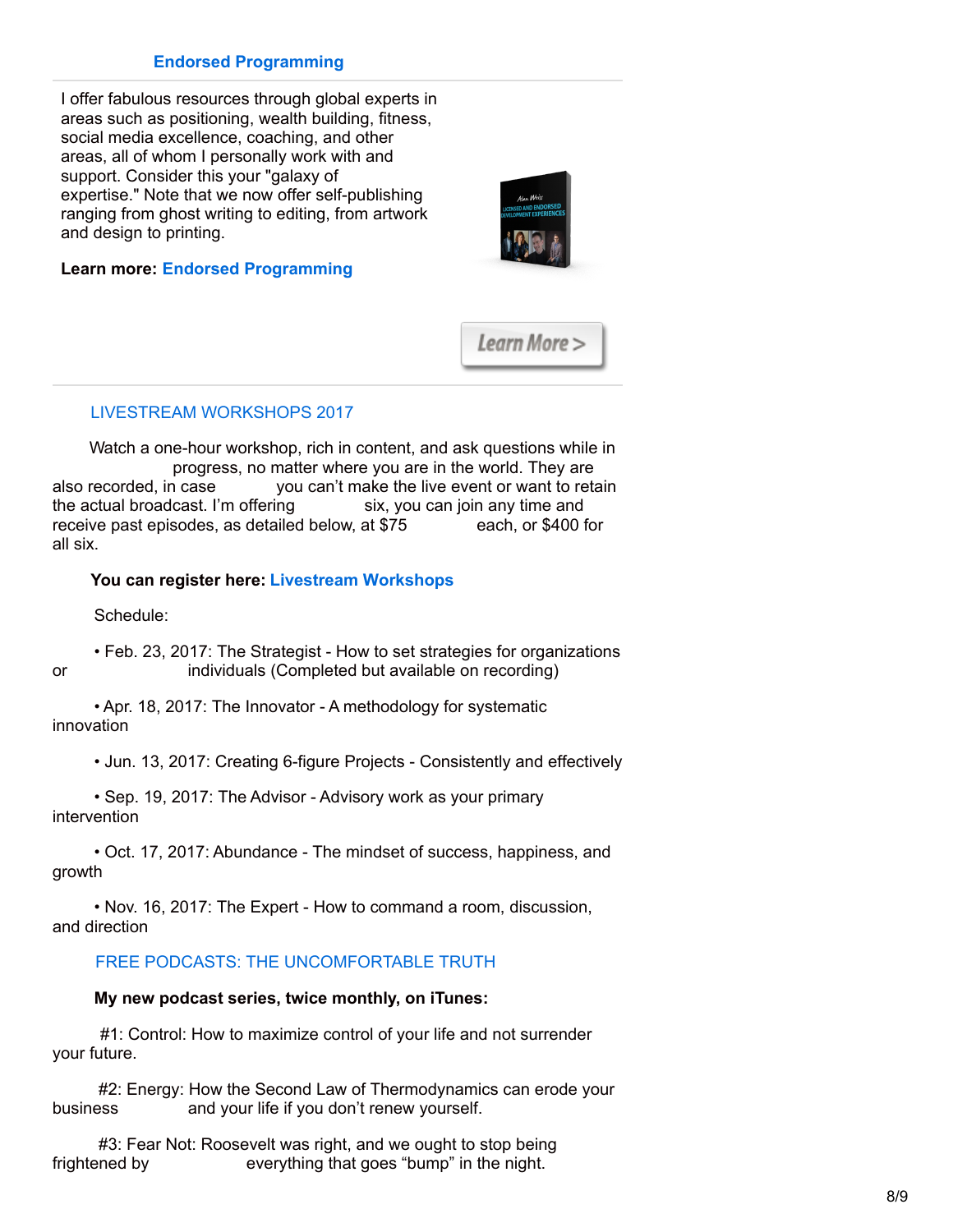## Endorsed Programming

I offer fabulous resources through global experts in areas such as positioning, wealth building, fitness, social media excellence, coaching, and other areas, all of whom I personally work with and support. Consider this your "galaxy of expertise." Note that we now offer self-publishing ranging from ghost writing to editing, from artwork and design to printing.

**Learn more: Endorsed Programming**

Learn More >

## LIVESTREAM WORKSHOPS 2017

Watch a one-hour workshop, rich in content, and ask questions while in progress, no matter where you are in the world. They are also recorded, in case you can't make the live event or want to retain the actual broadcast. I'm offering six, you can join any time and receive past episodes, as detailed below, at $75 each, or $400 for all six.

**You can register here: Livestream Workshops**

Schedule:

- Feb. 23, 2017: The Strategist - How to set strategies for organizations or individuals (Completed but available on recording)
- Apr. 18, 2017: The Innovator - A methodology for systematic innovation
- Jun. 13, 2017: Creating 6-figure Projects - Consistently and effectively
- Sep. 19, 2017: The Advisor - Advisory work as your primary intervention
- Oct. 17, 2017: Abundance - The mindset of success, happiness, and growth
- Nov. 16, 2017: The Expert - How to command a room, discussion, and direction

## FREE PODCASTS: THE UNCOMFORTABLE TRUTH

**My new podcast series, twice monthly, on iTunes:**

#1: Control: How to maximize control of your life and not surrender your future.

#2: Energy: How the Second Law of Thermodynamics can erode your business and your life if you don't renew yourself.

#3: Fear Not: Roosevelt was right, and we ought to stop being frightened by everything that goes "bump" in the night.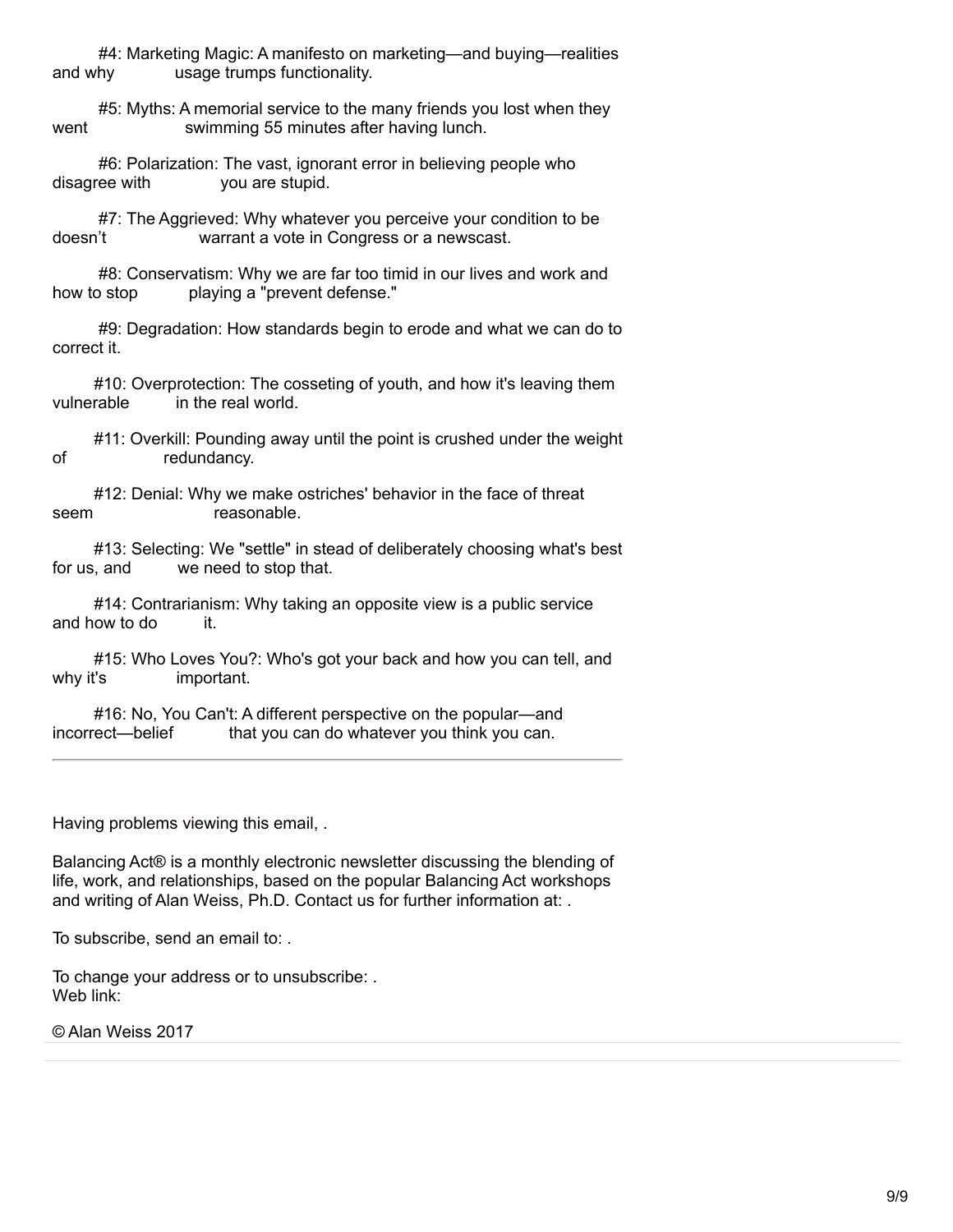#4: Marketing Magic: A manifesto on marketing—and buying—realities and why usage trumps functionality.

#5: Myths: A memorial service to the many friends you lost when they went swimming 55 minutes after having lunch.

#6: Polarization: The vast, ignorant error in believing people who disagree with you are stupid.

#7: The Aggrieved: Why whatever you perceive your condition to be doesn't warrant a vote in Congress or a newscast.

#8: Conservatism: Why we are far too timid in our lives and work and how to stop playing a "prevent defense."

#9: Degradation: How standards begin to erode and what we can do to correct it.

#10: Overprotection: The cosseting of youth, and how it's leaving them vulnerable in the real world.

#11: Overkill: Pounding away until the point is crushed under the weight of redundancy.

#12: Denial: Why we make ostriches' behavior in the face of threat seem reasonable.

#13: Selecting: We "settle" in stead of deliberately choosing what's best for us, and we need to stop that.

#14: Contrarianism: Why taking an opposite view is a public service and how to do it.

#15: Who Loves You?: Who's got your back and how you can tell, and why it's important.

#16: No, You Can't: A different perspective on the popular—and incorrect—belief that you can do whatever you think you can.

---

Having problems viewing this email, .

Balancing Act® is a monthly electronic newsletter discussing the blending of life, work, and relationships, based on the popular Balancing Act workshops and writing of Alan Weiss, Ph.D. Contact us for further information at: .

To subscribe, send an email to: .

To change your address or to unsubscribe: .
Web link:

© Alan Weiss 2017